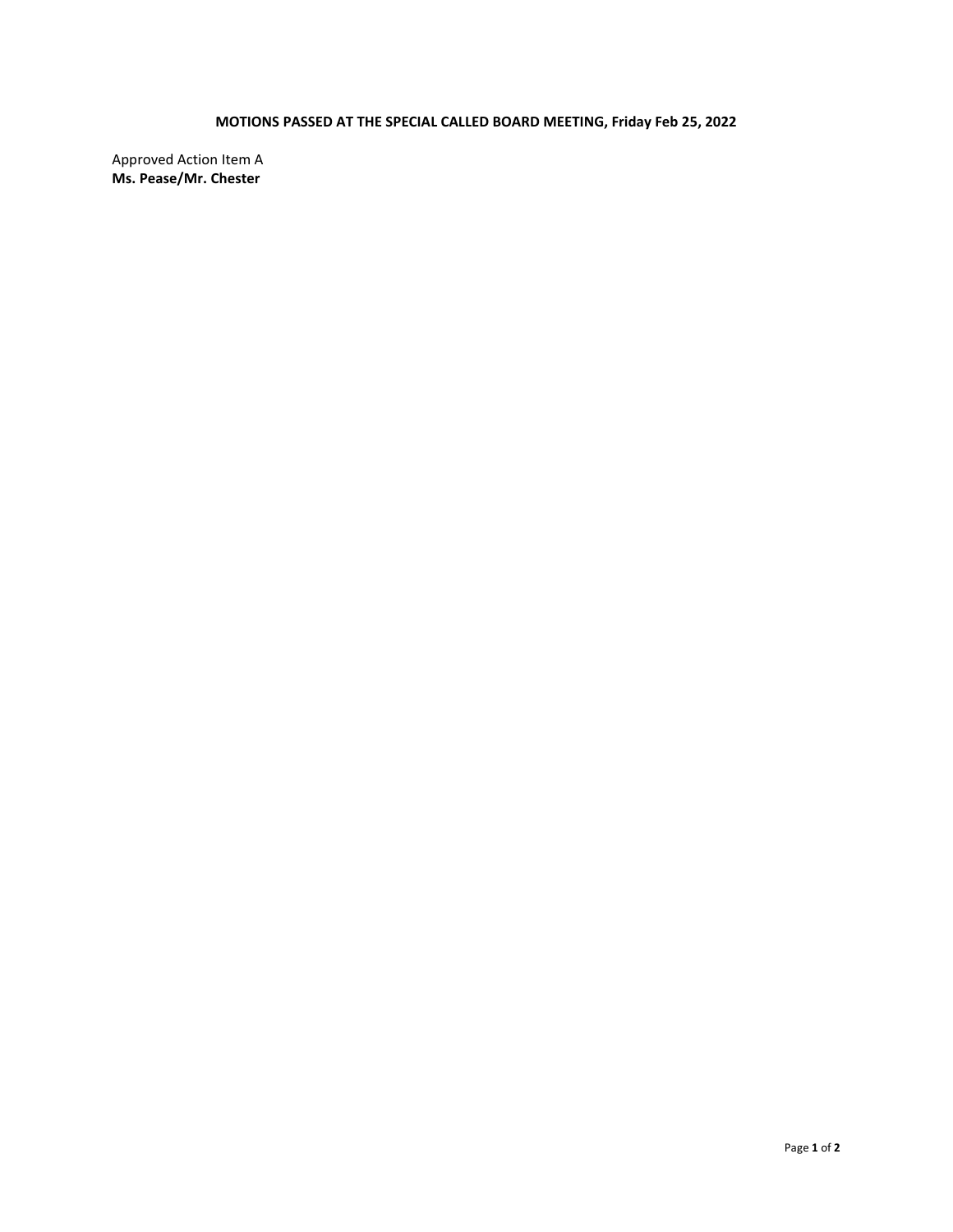**MOTIONS PASSED AT THE SPECIAL CALLED BOARD MEETING, Friday Feb 25, 2022**

Approved Action Item A
**Ms. Pease/Mr. Chester**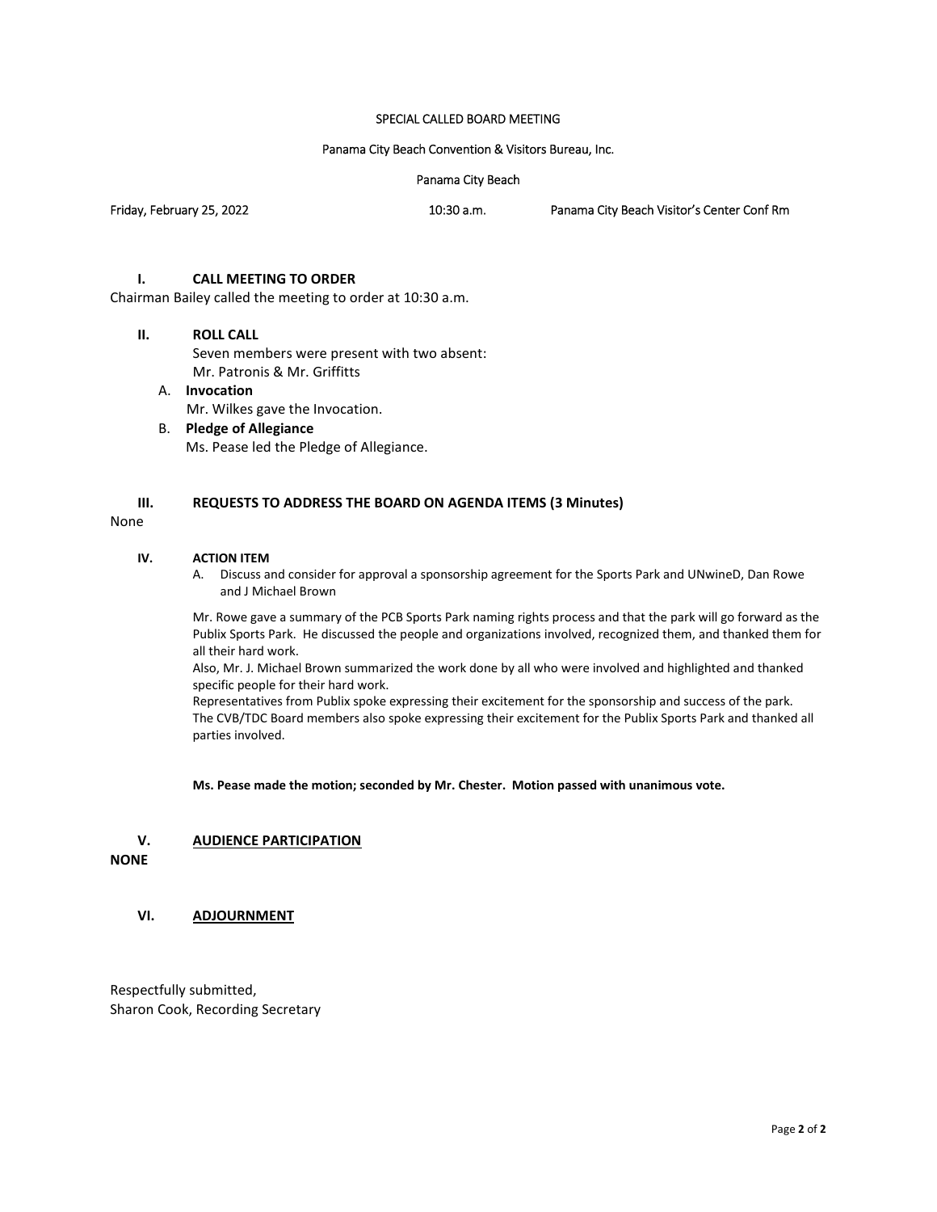SPECIAL CALLED BOARD MEETING

Panama City Beach Convention & Visitors Bureau, Inc.

Panama City Beach

Friday, February 25, 2022 10:30 a.m. Panama City Beach Visitor's Center Conf Rm

## I. CALL MEETING TO ORDER

Chairman Bailey called the meeting to order at 10:30 a.m.

## II. ROLL CALL

Seven members were present with two absent:
Mr. Patronis & Mr. Griffitts

A. **Invocation**
Mr. Wilkes gave the Invocation.

B. **Pledge of Allegiance**
Ms. Pease led the Pledge of Allegiance.

## III. REQUESTS TO ADDRESS THE BOARD ON AGENDA ITEMS (3 Minutes)

None

## IV. ACTION ITEM

A. Discuss and consider for approval a sponsorship agreement for the Sports Park and UNwineD, Dan Rowe and J Michael Brown

Mr. Rowe gave a summary of the PCB Sports Park naming rights process and that the park will go forward as the Publix Sports Park. He discussed the people and organizations involved, recognized them, and thanked them for all their hard work.
Also, Mr. J. Michael Brown summarized the work done by all who were involved and highlighted and thanked specific people for their hard work.
Representatives from Publix spoke expressing their excitement for the sponsorship and success of the park.
The CVB/TDC Board members also spoke expressing their excitement for the Publix Sports Park and thanked all parties involved.

**Ms. Pease made the motion; seconded by Mr. Chester. Motion passed with unanimous vote.**

## V. AUDIENCE PARTICIPATION

**NONE**

## VI. ADJOURNMENT

Respectfully submitted,
Sharon Cook, Recording Secretary